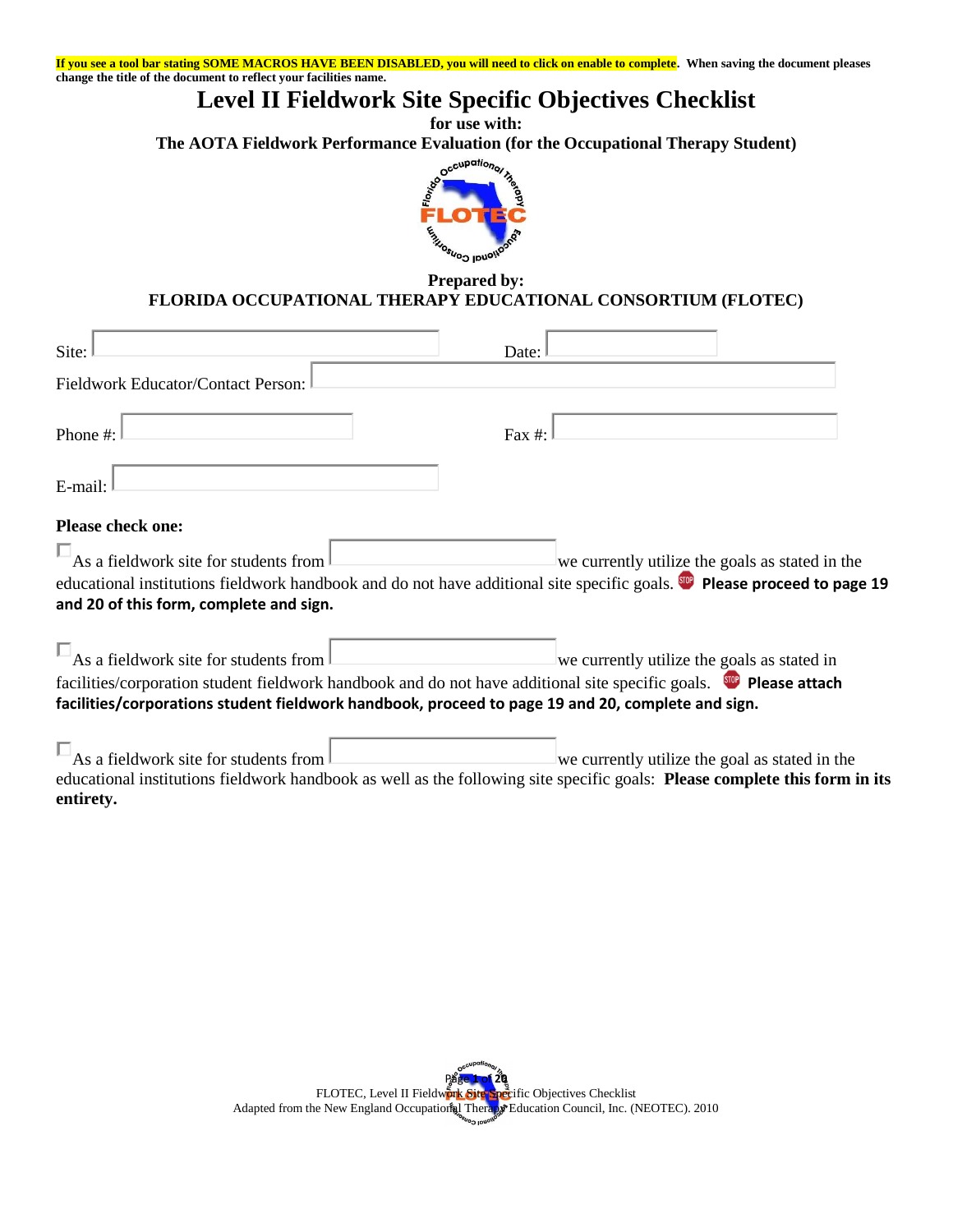**If you see a tool bar stating SOME MACROS HAVE BEEN DISABLED, you will need to click on enable to complete. When saving the document pleases change the title of the document to reflect your facilities name.**

# Level II Fieldwork Site Specific Objectives Checklist

**for use with:**

**The AOTA Fieldwork Performance Evaluation (for the Occupational Therapy Student)**

**Prepared by:**
**FLORIDA OCCUPATIONAL THERAPY EDUCATIONAL CONSORTIUM (FLOTEC)**

Site: ____________________ Date: ____________

Fieldwork Educator/Contact Person: ____________________

Phone #: ____________________ Fax #: ____________________

E-mail: ____________________

**Please check one:**

☐ As a fieldwork site for students from ____________ we currently utilize the goals as stated in the educational institutions fieldwork handbook and do not have additional site specific goals. **Please proceed to page 19 and 20 of this form, complete and sign.**

☐ As a fieldwork site for students from ____________ we currently utilize the goals as stated in facilities/corporation student fieldwork handbook and do not have additional site specific goals. **Please attach facilities/corporations student fieldwork handbook, proceed to page 19 and 20, complete and sign.**

☐ As a fieldwork site for students from ____________ we currently utilize the goal as stated in the educational institutions fieldwork handbook as well as the following site specific goals: **Please complete this form in its entirety.**

FLOTEC, Level II Fieldwork Site Specific Objectives Checklist
Adapted from the New England Occupational Therapy Education Council, Inc. (NEOTEC). 2010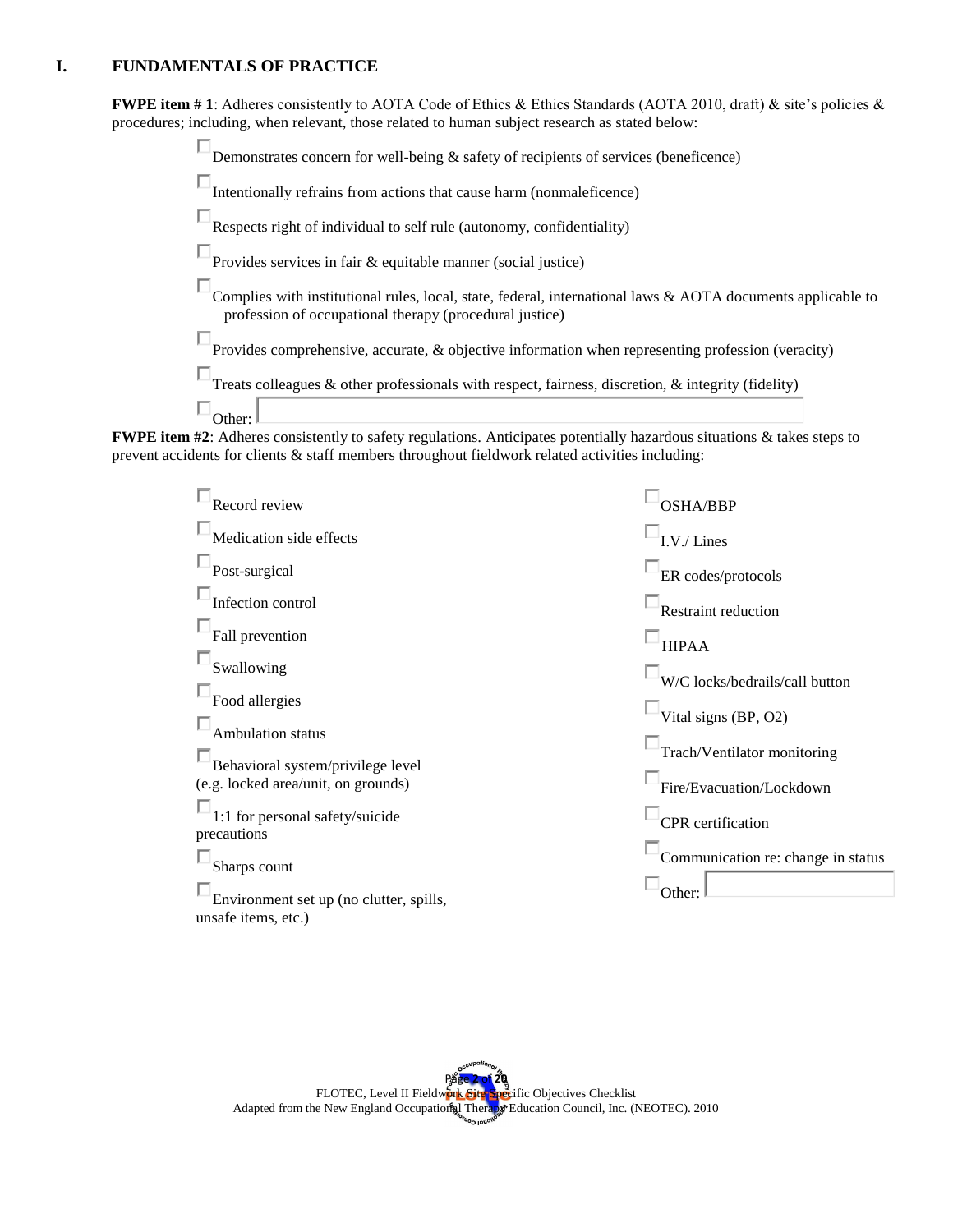## I. FUNDAMENTALS OF PRACTICE

**FWPE item # 1**: Adheres consistently to AOTA Code of Ethics & Ethics Standards (AOTA 2010, draft) & site's policies & procedures; including, when relevant, those related to human subject research as stated below:

- ☐ Demonstrates concern for well-being & safety of recipients of services (beneficence)
- ☐ Intentionally refrains from actions that cause harm (nonmaleficence)
- ☐ Respects right of individual to self rule (autonomy, confidentiality)
- ☐ Provides services in fair & equitable manner (social justice)
- ☐ Complies with institutional rules, local, state, federal, international laws & AOTA documents applicable to profession of occupational therapy (procedural justice)
- ☐ Provides comprehensive, accurate, & objective information when representing profession (veracity)
- ☐ Treats colleagues & other professionals with respect, fairness, discretion, & integrity (fidelity)
- ☐ Other: ____________________

**FWPE item #2**: Adheres consistently to safety regulations. Anticipates potentially hazardous situations & takes steps to prevent accidents for clients & staff members throughout fieldwork related activities including:

- ☐ Record review
- ☐ Medication side effects
- ☐ Post-surgical
- ☐ Infection control
- ☐ Fall prevention
- ☐ Swallowing
- ☐ Food allergies
- ☐ Ambulation status
- ☐ Behavioral system/privilege level (e.g. locked area/unit, on grounds)
- ☐ 1:1 for personal safety/suicide precautions
- ☐ Sharps count
- ☐ Environment set up (no clutter, spills, unsafe items, etc.)
- ☐ OSHA/BBP
- ☐ I.V./ Lines
- ☐ ER codes/protocols
- ☐ Restraint reduction
- ☐ HIPAA
- ☐ W/C locks/bedrails/call button
- ☐ Vital signs (BP, O2)
- ☐ Trach/Ventilator monitoring
- ☐ Fire/Evacuation/Lockdown
- ☐ CPR certification
- ☐ Communication re: change in status
- ☐ Other: ____________________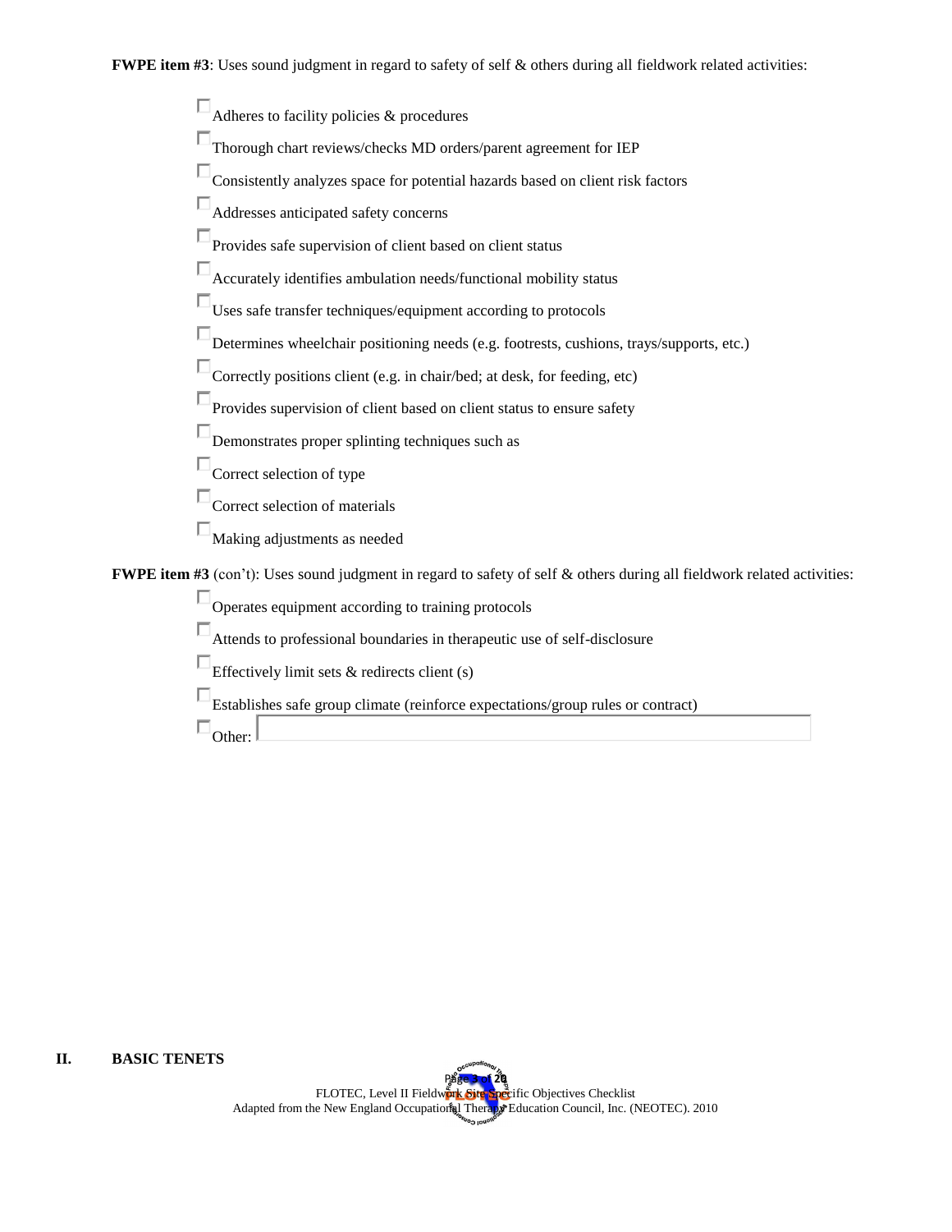**FWPE item #3**: Uses sound judgment in regard to safety of self & others during all fieldwork related activities:

- ☐ Adheres to facility policies & procedures
- ☐ Thorough chart reviews/checks MD orders/parent agreement for IEP
- ☐ Consistently analyzes space for potential hazards based on client risk factors
- ☐ Addresses anticipated safety concerns
- ☐ Provides safe supervision of client based on client status
- ☐ Accurately identifies ambulation needs/functional mobility status
- ☐ Uses safe transfer techniques/equipment according to protocols
- ☐ Determines wheelchair positioning needs (e.g. footrests, cushions, trays/supports, etc.)
- ☐ Correctly positions client (e.g. in chair/bed; at desk, for feeding, etc)
- ☐ Provides supervision of client based on client status to ensure safety
- ☐ Demonstrates proper splinting techniques such as
- ☐ Correct selection of type
- ☐ Correct selection of materials
- ☐ Making adjustments as needed

**FWPE item #3** (con't): Uses sound judgment in regard to safety of self & others during all fieldwork related activities:

- ☐ Operates equipment according to training protocols
- ☐ Attends to professional boundaries in therapeutic use of self-disclosure
- ☐ Effectively limit sets & redirects client (s)
- ☐ Establishes safe group climate (reinforce expectations/group rules or contract)
- ☐ Other: ____________________

## II. BASIC TENETS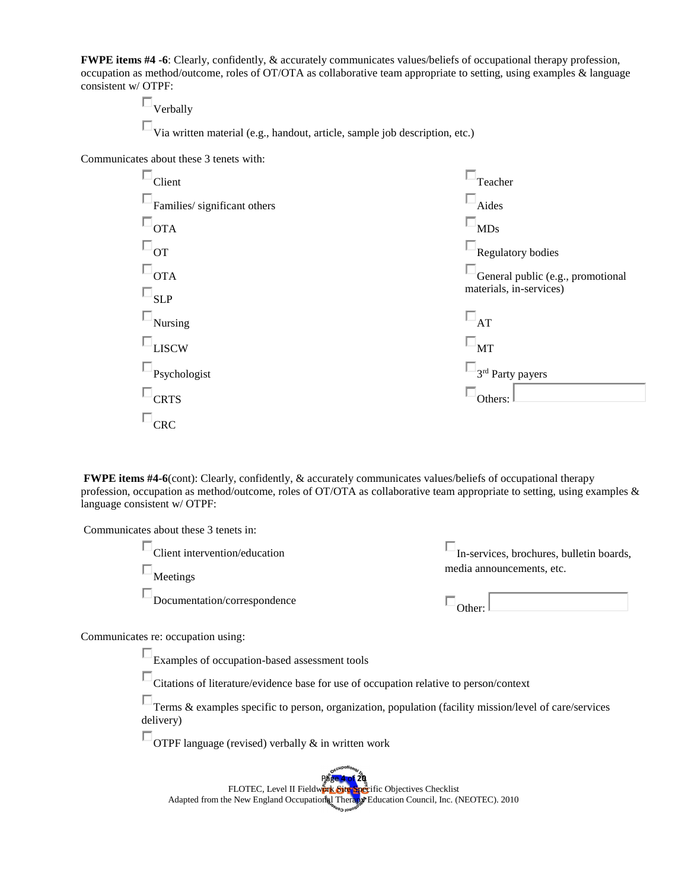**FWPE items #4 -6**: Clearly, confidently, & accurately communicates values/beliefs of occupational therapy profession, occupation as method/outcome, roles of OT/OTA as collaborative team appropriate to setting, using examples & language consistent w/ OTPF:

- ☐ Verbally
- ☐ Via written material (e.g., handout, article, sample job description, etc.)

Communicates about these 3 tenets with:

- ☐ Client
- ☐ Families/ significant others
- ☐ OTA
- ☐ OT
- ☐ OTA
- ☐ SLP
- ☐ Nursing
- ☐ LISCW
- ☐ Psychologist
- ☐ CRTS
- ☐ CRC
- ☐ Teacher
- ☐ Aides
- ☐ MDs
- ☐ Regulatory bodies
- ☐ General public (e.g., promotional materials, in-services)
- ☐ AT
- ☐ MT
- ☐ 3rd Party payers
- ☐ Others: ______

**FWPE items #4-6**(cont): Clearly, confidently, & accurately communicates values/beliefs of occupational therapy profession, occupation as method/outcome, roles of OT/OTA as collaborative team appropriate to setting, using examples & language consistent w/ OTPF:

Communicates about these 3 tenets in:

- ☐ Client intervention/education
- ☐ Meetings
- ☐ Documentation/correspondence
- ☐ In-services, brochures, bulletin boards, media announcements, etc.
- ☐ Other: ______

Communicates re: occupation using:

- ☐ Examples of occupation-based assessment tools
- ☐ Citations of literature/evidence base for use of occupation relative to person/context
- ☐ Terms & examples specific to person, organization, population (facility mission/level of care/services delivery)
- ☐ OTPF language (revised) verbally & in written work

FLOTEC, Level II Fieldwork Site Specific Objectives Checklist
Adapted from the New England Occupational Therapy Education Council, Inc. (NEOTEC). 2010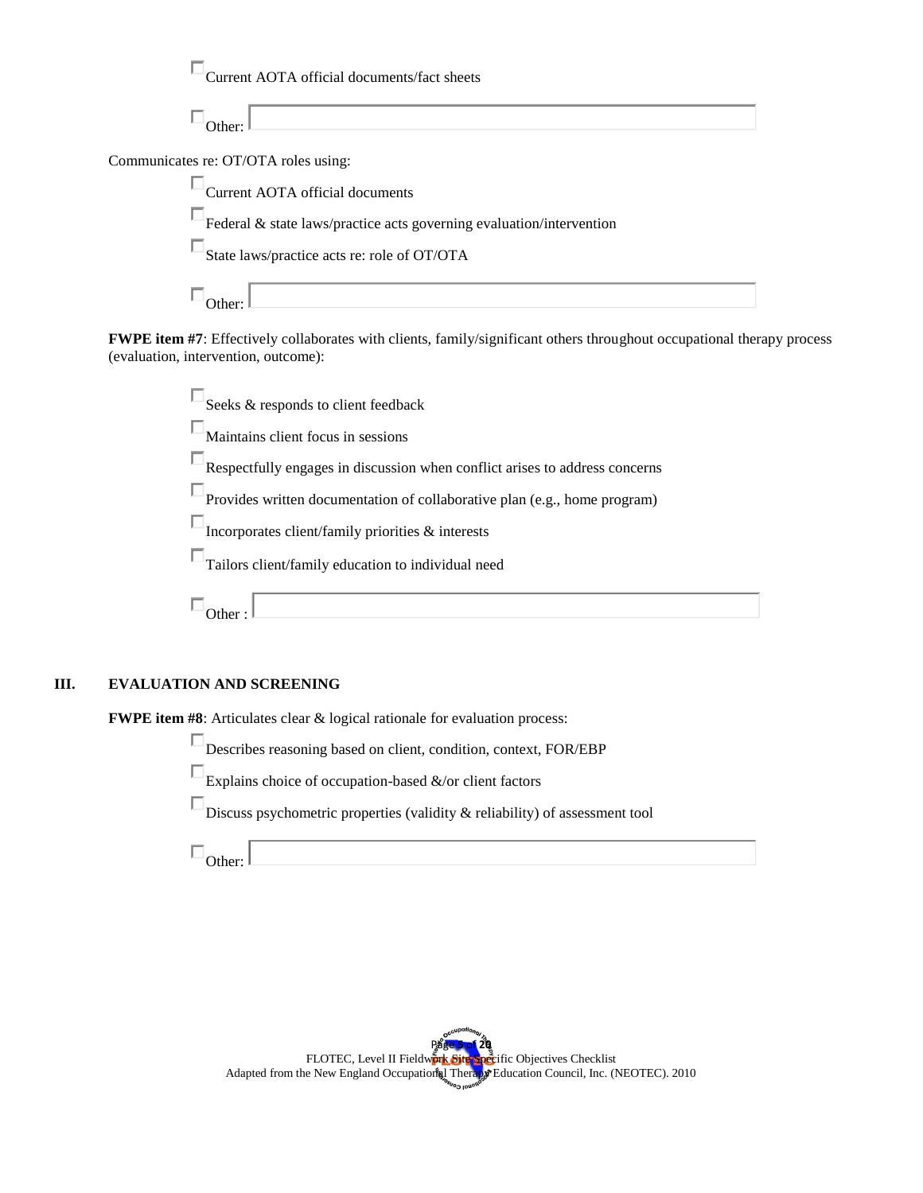- [ ] Current AOTA official documents/fact sheets
- [ ] Other: 

Communicates re: OT/OTA roles using:

- [ ] Current AOTA official documents
- [ ] Federal & state laws/practice acts governing evaluation/intervention
- [ ] State laws/practice acts re: role of OT/OTA
- [ ] Other: 

**FWPE item #7**: Effectively collaborates with clients, family/significant others throughout occupational therapy process (evaluation, intervention, outcome):

- [ ] Seeks & responds to client feedback
- [ ] Maintains client focus in sessions
- [ ] Respectfully engages in discussion when conflict arises to address concerns
- [ ] Provides written documentation of collaborative plan (e.g., home program)
- [ ] Incorporates client/family priorities & interests
- [ ] Tailors client/family education to individual need
- [ ] Other : 

## III. EVALUATION AND SCREENING

**FWPE item #8**: Articulates clear & logical rationale for evaluation process:

- [ ] Describes reasoning based on client, condition, context, FOR/EBP
- [ ] Explains choice of occupation-based &/or client factors
- [ ] Discuss psychometric properties (validity & reliability) of assessment tool
- [ ] Other: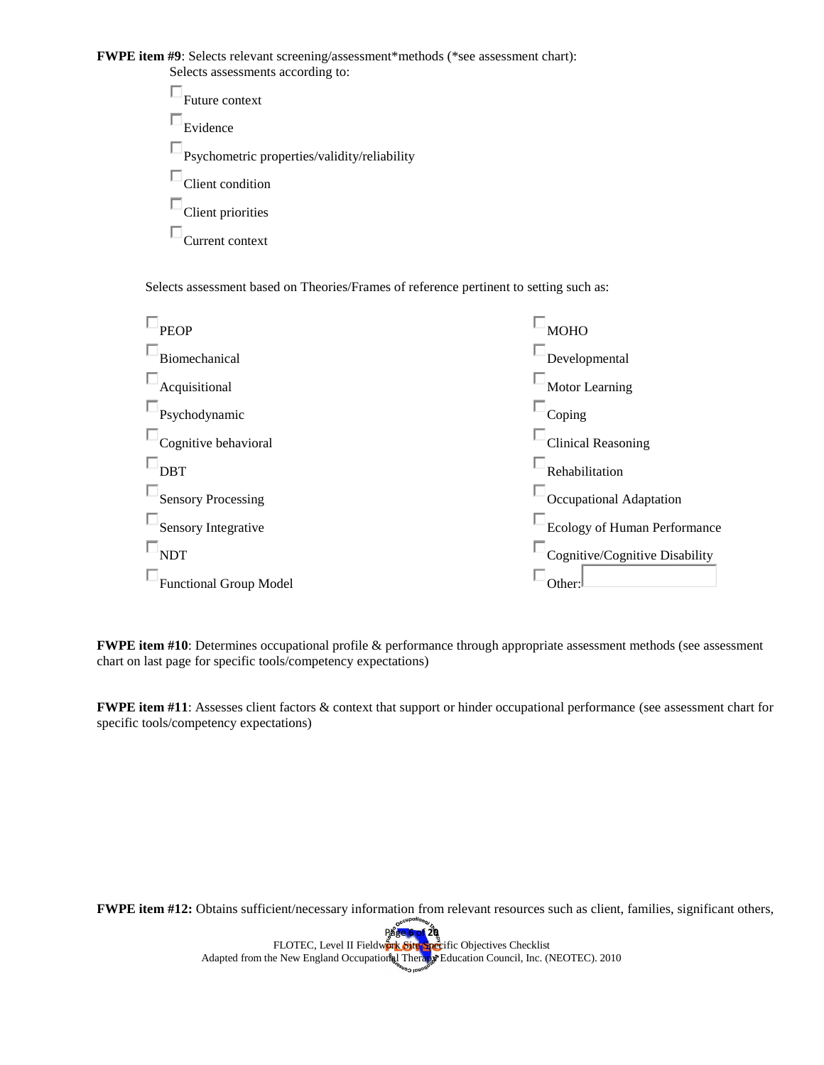**FWPE item #9**: Selects relevant screening/assessment*methods (*see assessment chart):

Selects assessments according to:

- ☐ Future context
- ☐ Evidence
- ☐ Psychometric properties/validity/reliability
- ☐ Client condition
- ☐ Client priorities
- ☐ Current context

Selects assessment based on Theories/Frames of reference pertinent to setting such as:

- ☐ PEOP
- ☐ Biomechanical
- ☐ Acquisitional
- ☐ Psychodynamic
- ☐ Cognitive behavioral
- ☐ DBT
- ☐ Sensory Processing
- ☐ Sensory Integrative
- ☐ NDT
- ☐ Functional Group Model
- ☐ MOHO
- ☐ Developmental
- ☐ Motor Learning
- ☐ Coping
- ☐ Clinical Reasoning
- ☐ Rehabilitation
- ☐ Occupational Adaptation
- ☐ Ecology of Human Performance
- ☐ Cognitive/Cognitive Disability
- ☐ Other: ________

**FWPE item #10**: Determines occupational profile & performance through appropriate assessment methods (see assessment chart on last page for specific tools/competency expectations)

**FWPE item #11**: Assesses client factors & context that support or hinder occupational performance (see assessment chart for specific tools/competency expectations)

**FWPE item #12:** Obtains sufficient/necessary information from relevant resources such as client, families, significant others,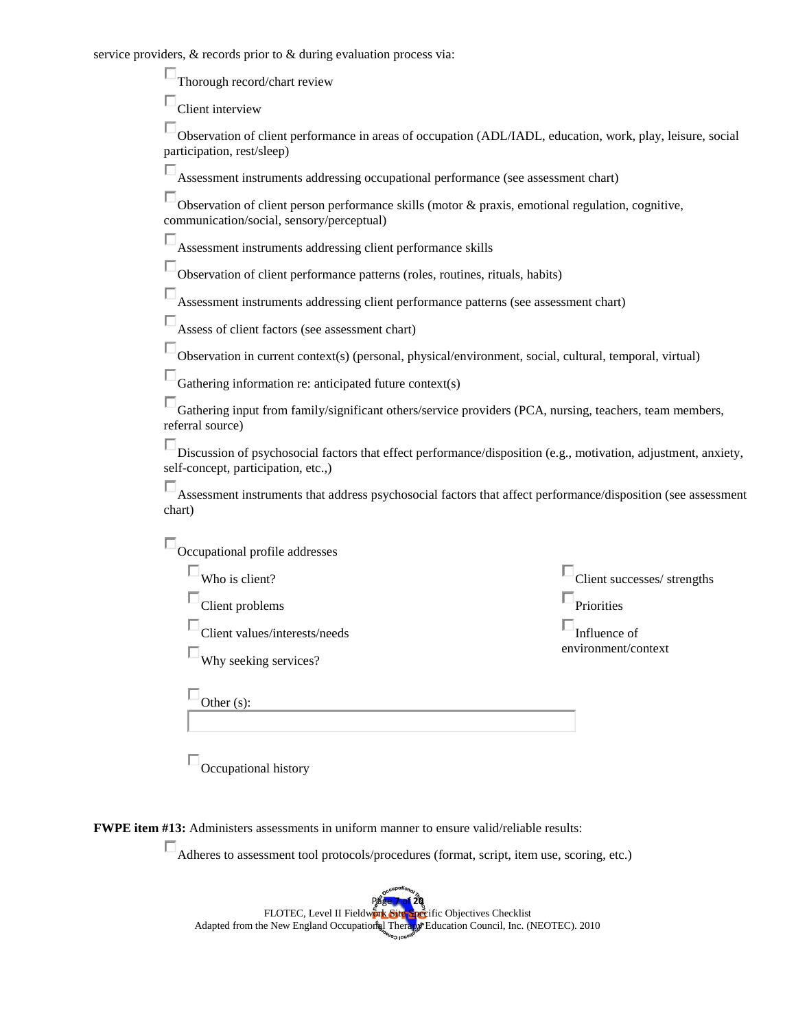service providers, & records prior to & during evaluation process via:

- ☐ Thorough record/chart review
- ☐ Client interview
- ☐ Observation of client performance in areas of occupation (ADL/IADL, education, work, play, leisure, social participation, rest/sleep)
- ☐ Assessment instruments addressing occupational performance (see assessment chart)
- ☐ Observation of client person performance skills (motor & praxis, emotional regulation, cognitive, communication/social, sensory/perceptual)
- ☐ Assessment instruments addressing client performance skills
- ☐ Observation of client performance patterns (roles, routines, rituals, habits)
- ☐ Assessment instruments addressing client performance patterns (see assessment chart)
- ☐ Assess of client factors (see assessment chart)
- ☐ Observation in current context(s) (personal, physical/environment, social, cultural, temporal, virtual)
- ☐ Gathering information re: anticipated future context(s)
- ☐ Gathering input from family/significant others/service providers (PCA, nursing, teachers, team members, referral source)
- ☐ Discussion of psychosocial factors that effect performance/disposition (e.g., motivation, adjustment, anxiety, self-concept, participation, etc.,)
- ☐ Assessment instruments that address psychosocial factors that affect performance/disposition (see assessment chart)

- ☐ Occupational profile addresses
  - ☐ Who is client?
  - ☐ Client problems
  - ☐ Client values/interests/needs
  - ☐ Why seeking services?
  - ☐ Client successes/ strengths
  - ☐ Priorities
  - ☐ Influence of environment/context
  - ☐ Other (s): ____________________
  - ☐ Occupational history

**FWPE item #13:** Administers assessments in uniform manner to ensure valid/reliable results:

- ☐ Adheres to assessment tool protocols/procedures (format, script, item use, scoring, etc.)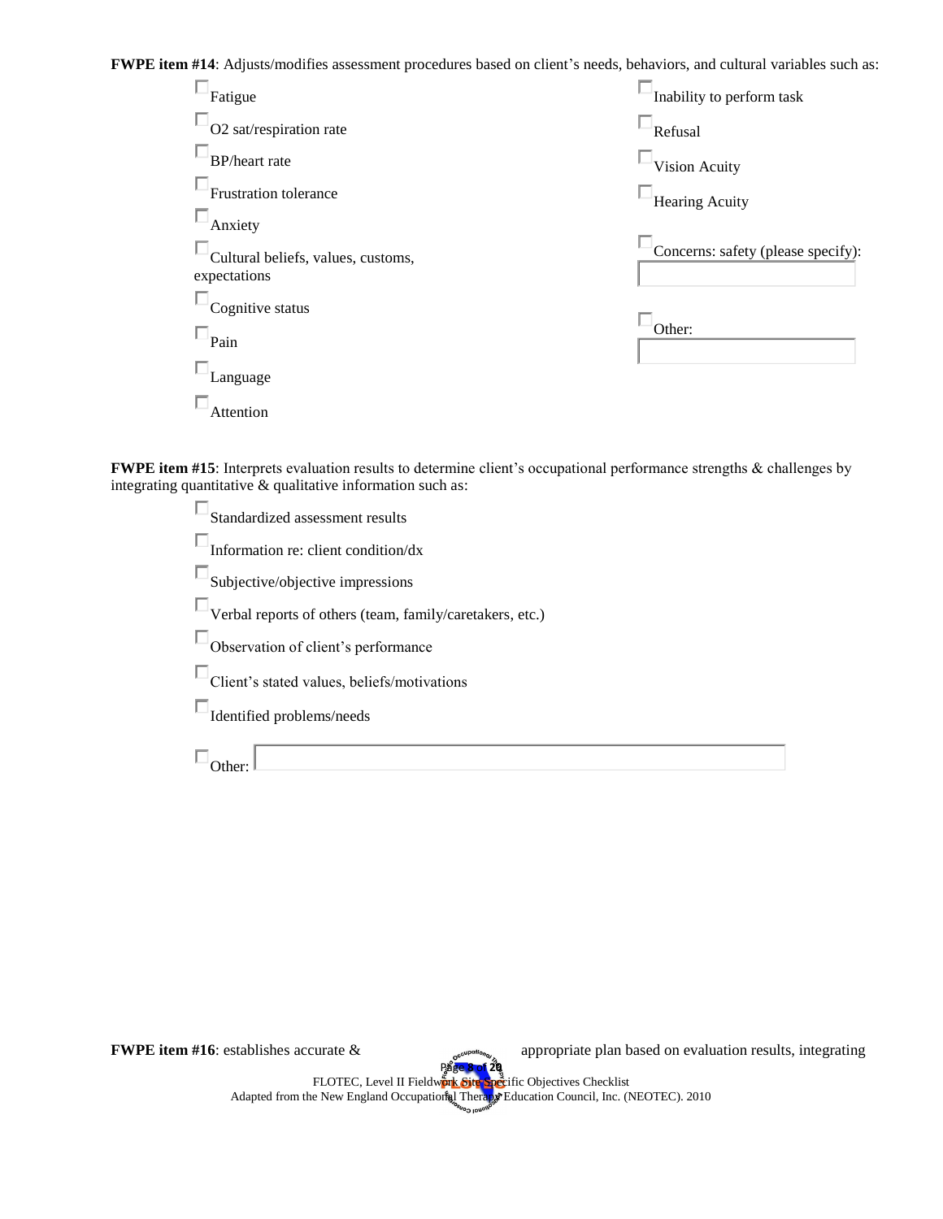**FWPE item #14**: Adjusts/modifies assessment procedures based on client's needs, behaviors, and cultural variables such as:

- ☐ Fatigue
- ☐ O2 sat/respiration rate
- ☐ BP/heart rate
- ☐ Frustration tolerance
- ☐ Anxiety
- ☐ Cultural beliefs, values, customs, expectations
- ☐ Cognitive status
- ☐ Pain
- ☐ Language
- ☐ Attention
- ☐ Inability to perform task
- ☐ Refusal
- ☐ Vision Acuity
- ☐ Hearing Acuity
- ☐ Concerns: safety (please specify):
- ☐ Other:

**FWPE item #15**: Interprets evaluation results to determine client's occupational performance strengths & challenges by integrating quantitative & qualitative information such as:

- ☐ Standardized assessment results
- ☐ Information re: client condition/dx
- ☐ Subjective/objective impressions
- ☐ Verbal reports of others (team, family/caretakers, etc.)
- ☐ Observation of client's performance
- ☐ Client's stated values, beliefs/motivations
- ☐ Identified problems/needs
- ☐ Other:

**FWPE item #16**: establishes accurate & appropriate plan based on evaluation results, integrating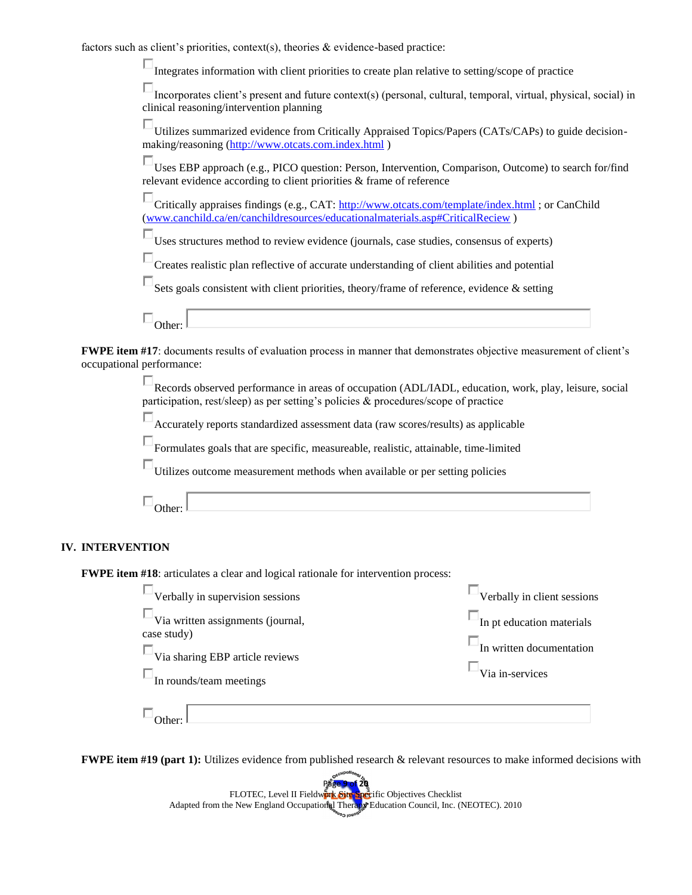factors such as client's priorities, context(s), theories & evidence-based practice:

- ☐ Integrates information with client priorities to create plan relative to setting/scope of practice
- ☐ Incorporates client's present and future context(s) (personal, cultural, temporal, virtual, physical, social) in clinical reasoning/intervention planning
- ☐ Utilizes summarized evidence from Critically Appraised Topics/Papers (CATs/CAPs) to guide decision-making/reasoning (http://www.otcats.com.index.html )
- ☐ Uses EBP approach (e.g., PICO question: Person, Intervention, Comparison, Outcome) to search for/find relevant evidence according to client priorities & frame of reference
- ☐ Critically appraises findings (e.g., CAT: http://www.otcats.com/template/index.html ; or CanChild (www.canchild.ca/en/canchildresources/educationalmaterials.asp#CriticalReciew )
- ☐ Uses structures method to review evidence (journals, case studies, consensus of experts)
- ☐ Creates realistic plan reflective of accurate understanding of client abilities and potential
- ☐ Sets goals consistent with client priorities, theory/frame of reference, evidence & setting
- ☐ Other: ____________________

**FWPE item #17**: documents results of evaluation process in manner that demonstrates objective measurement of client's occupational performance:

- ☐ Records observed performance in areas of occupation (ADL/IADL, education, work, play, leisure, social participation, rest/sleep) as per setting's policies & procedures/scope of practice
- ☐ Accurately reports standardized assessment data (raw scores/results) as applicable
- ☐ Formulates goals that are specific, measureable, realistic, attainable, time-limited
- ☐ Utilizes outcome measurement methods when available or per setting policies
- ☐ Other: ____________________

## IV. INTERVENTION

**FWPE item #18**: articulates a clear and logical rationale for intervention process:

- ☐ Verbally in supervision sessions
- ☐ Via written assignments (journal, case study)
- ☐ Via sharing EBP article reviews
- ☐ In rounds/team meetings
- ☐ Verbally in client sessions
- ☐ In pt education materials
- ☐ In written documentation
- ☐ Via in-services
- ☐ Other: ____________________

**FWPE item #19 (part 1):** Utilizes evidence from published research & relevant resources to make informed decisions with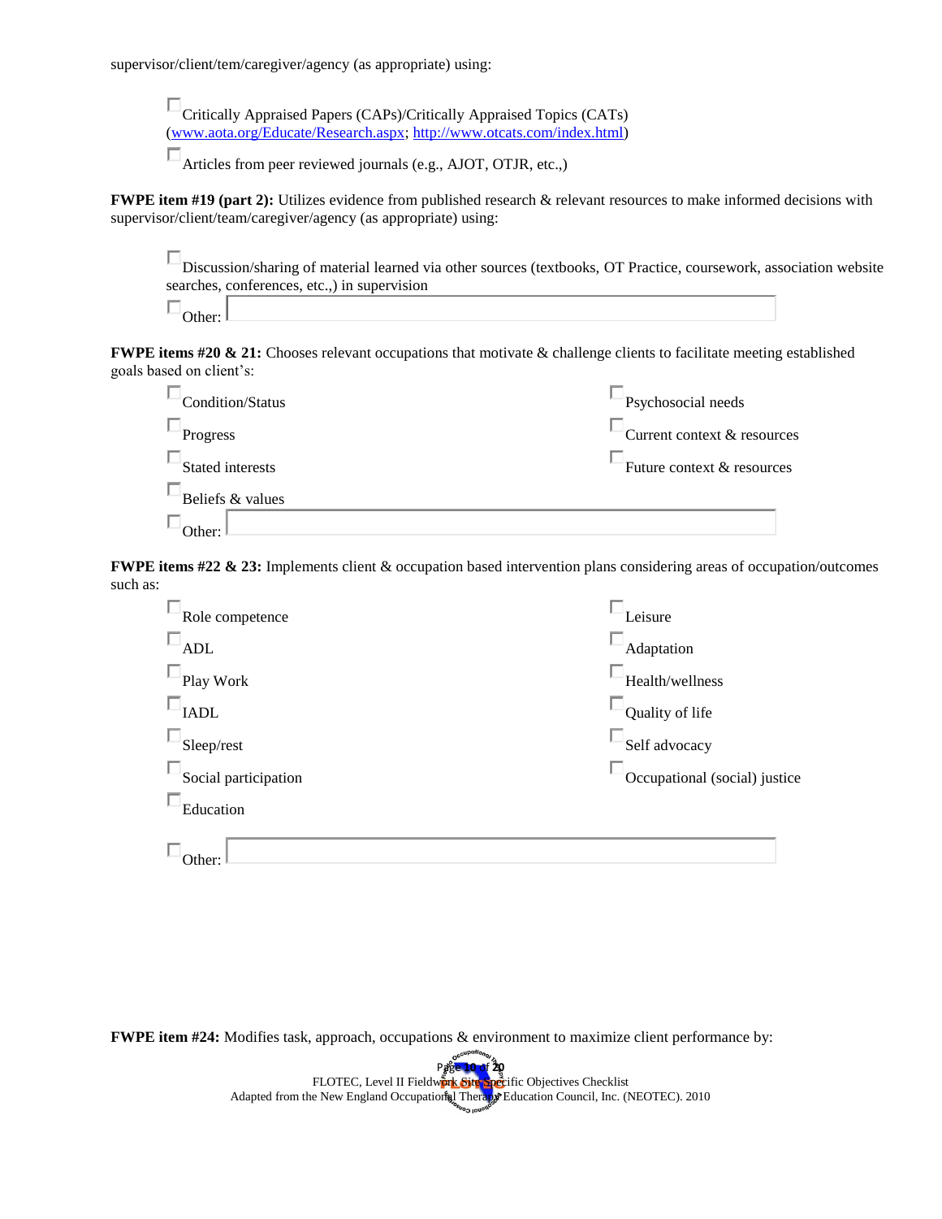supervisor/client/tem/caregiver/agency (as appropriate) using:

- ☐ Critically Appraised Papers (CAPs)/Critically Appraised Topics (CATs) (www.aota.org/Educate/Research.aspx; http://www.otcats.com/index.html)
- ☐ Articles from peer reviewed journals (e.g., AJOT, OTJR, etc.,)

**FWPE item #19 (part 2):** Utilizes evidence from published research & relevant resources to make informed decisions with supervisor/client/team/caregiver/agency (as appropriate) using:

- ☐ Discussion/sharing of material learned via other sources (textbooks, OT Practice, coursework, association website searches, conferences, etc.,) in supervision
- ☐ Other: ______________________

**FWPE items #20 & 21:** Chooses relevant occupations that motivate & challenge clients to facilitate meeting established goals based on client's:

- ☐ Condition/Status
- ☐ Progress
- ☐ Stated interests
- ☐ Beliefs & values
- ☐ Psychosocial needs
- ☐ Current context & resources
- ☐ Future context & resources
- ☐ Other: ______________________

**FWPE items #22 & 23:** Implements client & occupation based intervention plans considering areas of occupation/outcomes such as:

- ☐ Role competence
- ☐ ADL
- ☐ Play Work
- ☐ IADL
- ☐ Sleep/rest
- ☐ Social participation
- ☐ Education
- ☐ Leisure
- ☐ Adaptation
- ☐ Health/wellness
- ☐ Quality of life
- ☐ Self advocacy
- ☐ Occupational (social) justice
- ☐ Other: ______________________

**FWPE item #24:** Modifies task, approach, occupations & environment to maximize client performance by: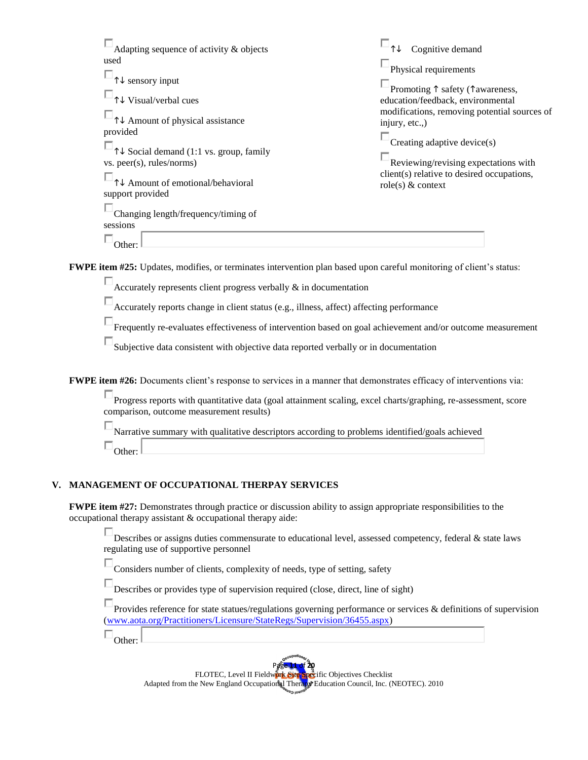- ☐ Adapting sequence of activity & objects used
- ☐ ↑↓ sensory input
- ☐ ↑↓ Visual/verbal cues
- ☐ ↑↓ Amount of physical assistance provided
- ☐ ↑↓ Social demand (1:1 vs. group, family vs. peer(s), rules/norms)
- ☐ ↑↓ Amount of emotional/behavioral support provided
- ☐ Changing length/frequency/timing of sessions
- ☐ Other: ____________________
- ☐ ↑↓ Cognitive demand
- ☐ Physical requirements
- ☐ Promoting ↑ safety (↑awareness, education/feedback, environmental modifications, removing potential sources of injury, etc.,)
- ☐ Creating adaptive device(s)
- ☐ Reviewing/revising expectations with client(s) relative to desired occupations, role(s) & context

**FWPE item #25:** Updates, modifies, or terminates intervention plan based upon careful monitoring of client's status:

- ☐ Accurately represents client progress verbally & in documentation
- ☐ Accurately reports change in client status (e.g., illness, affect) affecting performance
- ☐ Frequently re-evaluates effectiveness of intervention based on goal achievement and/or outcome measurement
- ☐ Subjective data consistent with objective data reported verbally or in documentation

**FWPE item #26:** Documents client's response to services in a manner that demonstrates efficacy of interventions via:

- ☐ Progress reports with quantitative data (goal attainment scaling, excel charts/graphing, re-assessment, score comparison, outcome measurement results)
- ☐ Narrative summary with qualitative descriptors according to problems identified/goals achieved
- ☐ Other: ____________________

## V. MANAGEMENT OF OCCUPATIONAL THERPAY SERVICES

**FWPE item #27:** Demonstrates through practice or discussion ability to assign appropriate responsibilities to the occupational therapy assistant & occupational therapy aide:

- ☐ Describes or assigns duties commensurate to educational level, assessed competency, federal & state laws regulating use of supportive personnel
- ☐ Considers number of clients, complexity of needs, type of setting, safety
- ☐ Describes or provides type of supervision required (close, direct, line of sight)
- ☐ Provides reference for state statues/regulations governing performance or services & definitions of supervision (www.aota.org/Practitioners/Licensure/StateRegs/Supervision/36455.aspx)
- ☐ Other: ____________________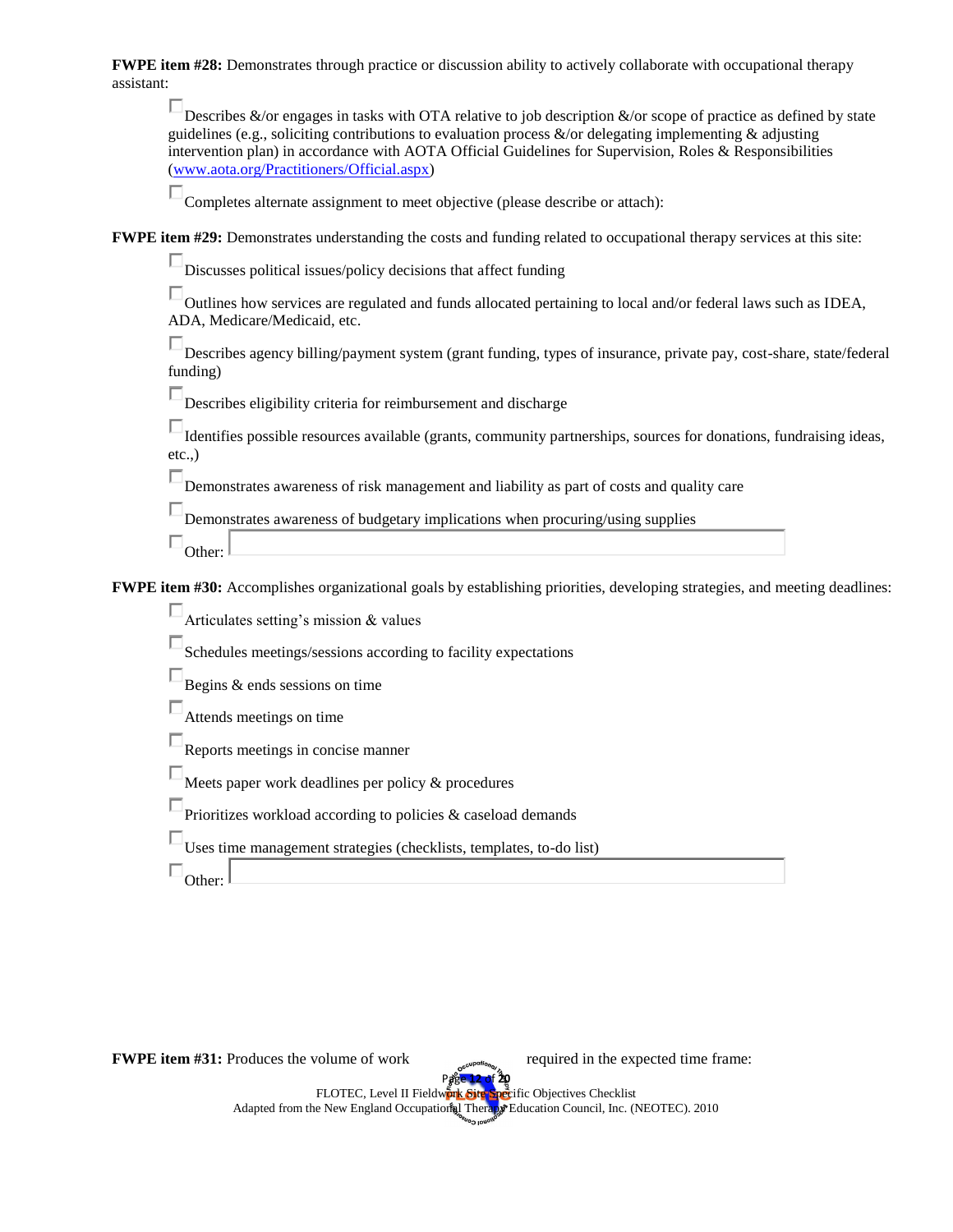**FWPE item #28:** Demonstrates through practice or discussion ability to actively collaborate with occupational therapy assistant:

☐ Describes &/or engages in tasks with OTA relative to job description &/or scope of practice as defined by state guidelines (e.g., soliciting contributions to evaluation process &/or delegating implementing & adjusting intervention plan) in accordance with AOTA Official Guidelines for Supervision, Roles & Responsibilities (www.aota.org/Practitioners/Official.aspx)

☐ Completes alternate assignment to meet objective (please describe or attach):

**FWPE item #29:** Demonstrates understanding the costs and funding related to occupational therapy services at this site:

☐ Discusses political issues/policy decisions that affect funding

☐ Outlines how services are regulated and funds allocated pertaining to local and/or federal laws such as IDEA, ADA, Medicare/Medicaid, etc.

☐ Describes agency billing/payment system (grant funding, types of insurance, private pay, cost-share, state/federal funding)

☐ Describes eligibility criteria for reimbursement and discharge

☐ Identifies possible resources available (grants, community partnerships, sources for donations, fundraising ideas, etc.,)

☐ Demonstrates awareness of risk management and liability as part of costs and quality care

☐ Demonstrates awareness of budgetary implications when procuring/using supplies

☐ Other:

**FWPE item #30:** Accomplishes organizational goals by establishing priorities, developing strategies, and meeting deadlines:

☐ Articulates setting's mission & values

☐ Schedules meetings/sessions according to facility expectations

☐ Begins & ends sessions on time

☐ Attends meetings on time

☐ Reports meetings in concise manner

☐ Meets paper work deadlines per policy & procedures

☐ Prioritizes workload according to policies & caseload demands

☐ Uses time management strategies (checklists, templates, to-do list)

☐ Other:

**FWPE item #31:** Produces the volume of work required in the expected time frame: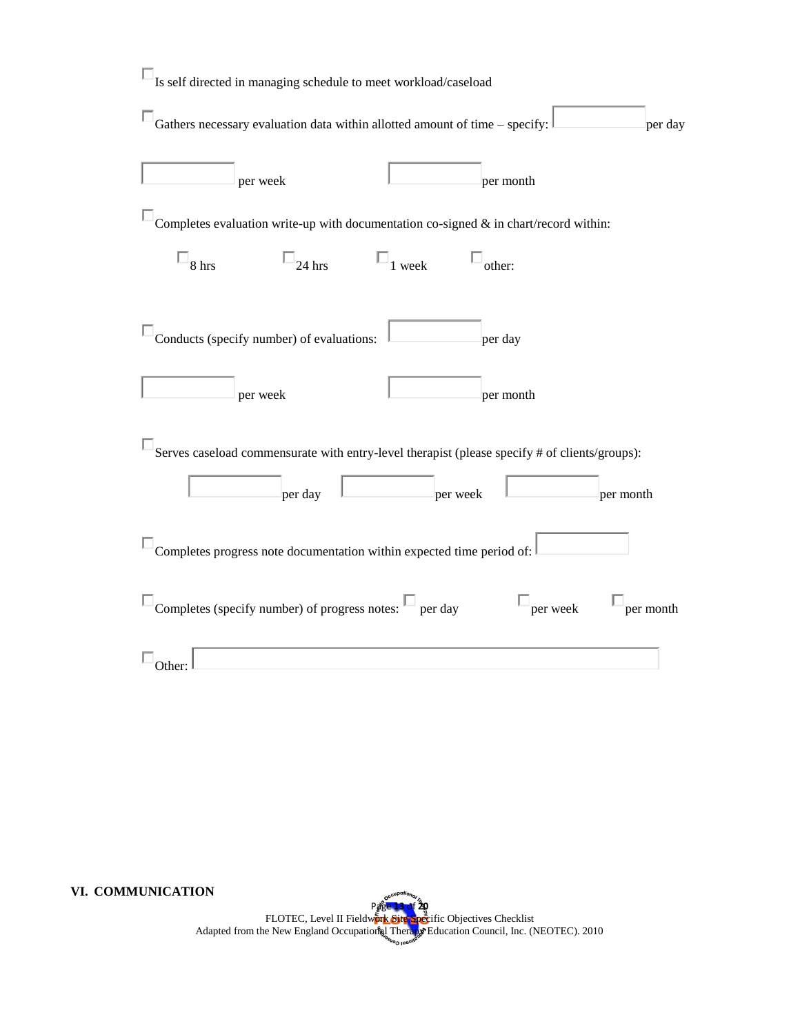☐ Is self directed in managing schedule to meet workload/caseload

☐ Gathers necessary evaluation data within allotted amount of time – specify: ______ per day

______ per week ______ per month

☐ Completes evaluation write-up with documentation co-signed & in chart/record within:

☐ 8 hrs ☐ 24 hrs ☐ 1 week ☐ other:

☐ Conducts (specify number) of evaluations: ______ per day

______ per week ______ per month

☐ Serves caseload commensurate with entry-level therapist (please specify # of clients/groups):

______ per day ______ per week ______ per month

☐ Completes progress note documentation within expected time period of: ______

☐ Completes (specify number) of progress notes: ☐ per day ☐ per week ☐ per month

☐ Other: ______

## VI. COMMUNICATION

FLOTEC, Level II Fieldwork Site Specific Objectives Checklist
Adapted from the New England Occupational Therapy Education Council, Inc. (NEOTEC). 2010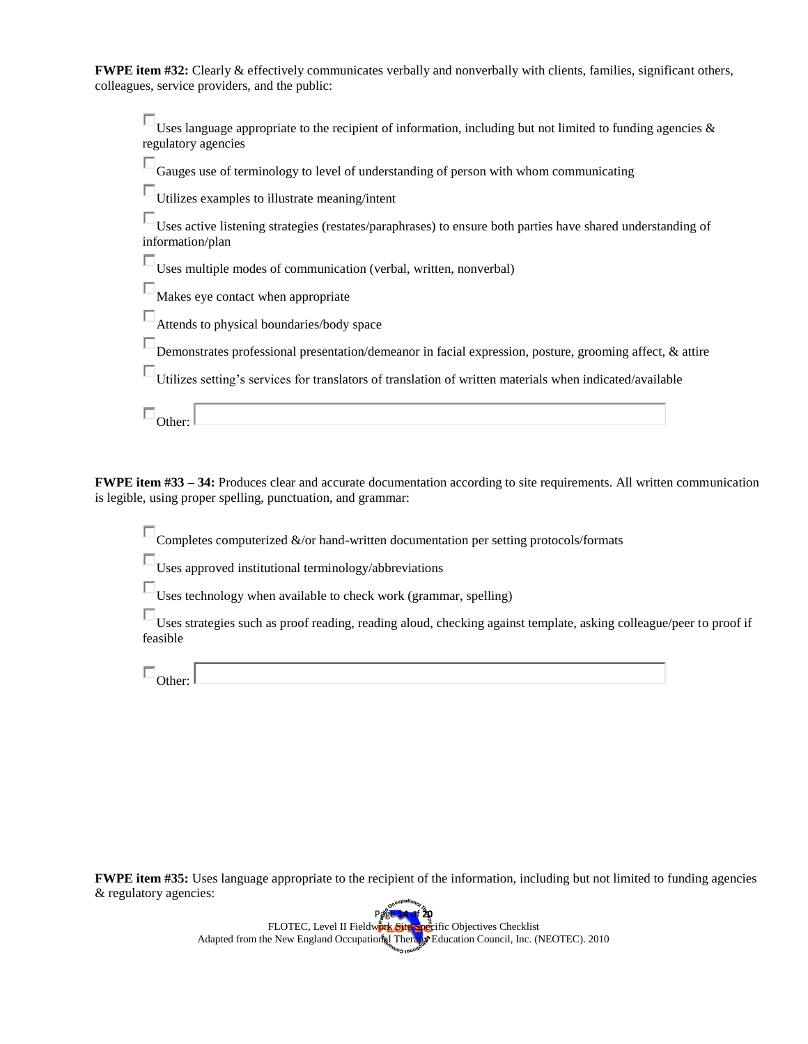**FWPE item #32:** Clearly & effectively communicates verbally and nonverbally with clients, families, significant others, colleagues, service providers, and the public:

- ☐ Uses language appropriate to the recipient of information, including but not limited to funding agencies & regulatory agencies
- ☐ Gauges use of terminology to level of understanding of person with whom communicating
- ☐ Utilizes examples to illustrate meaning/intent
- ☐ Uses active listening strategies (restates/paraphrases) to ensure both parties have shared understanding of information/plan
- ☐ Uses multiple modes of communication (verbal, written, nonverbal)
- ☐ Makes eye contact when appropriate
- ☐ Attends to physical boundaries/body space
- ☐ Demonstrates professional presentation/demeanor in facial expression, posture, grooming affect, & attire
- ☐ Utilizes setting's services for translators of translation of written materials when indicated/available
- ☐ Other: ____________________

**FWPE item #33 – 34:** Produces clear and accurate documentation according to site requirements. All written communication is legible, using proper spelling, punctuation, and grammar:

- ☐ Completes computerized &/or hand-written documentation per setting protocols/formats
- ☐ Uses approved institutional terminology/abbreviations
- ☐ Uses technology when available to check work (grammar, spelling)
- ☐ Uses strategies such as proof reading, reading aloud, checking against template, asking colleague/peer to proof if feasible
- ☐ Other: ____________________

**FWPE item #35:** Uses language appropriate to the recipient of the information, including but not limited to funding agencies & regulatory agencies: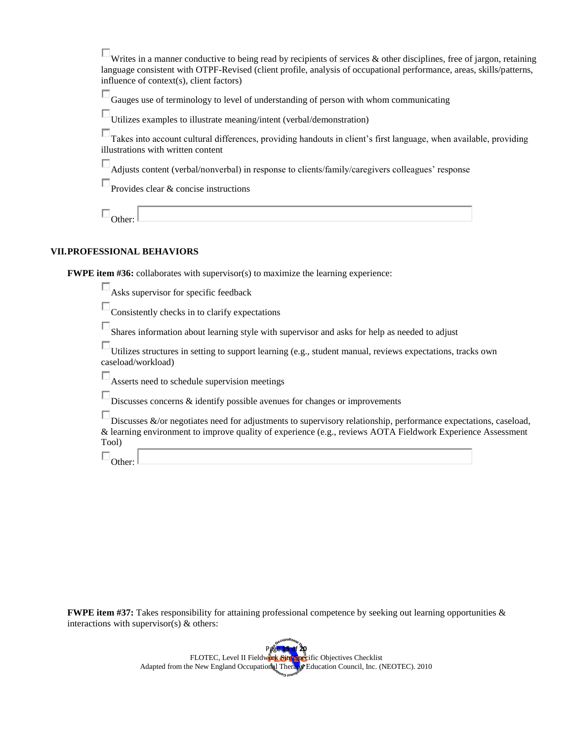- ☐ Writes in a manner conductive to being read by recipients of services & other disciplines, free of jargon, retaining language consistent with OTPF-Revised (client profile, analysis of occupational performance, areas, skills/patterns, influence of context(s), client factors)
- ☐ Gauges use of terminology to level of understanding of person with whom communicating
- ☐ Utilizes examples to illustrate meaning/intent (verbal/demonstration)
- ☐ Takes into account cultural differences, providing handouts in client's first language, when available, providing illustrations with written content
- ☐ Adjusts content (verbal/nonverbal) in response to clients/family/caregivers colleagues' response
- ☐ Provides clear & concise instructions
- ☐ Other: ______

## VII. PROFESSIONAL BEHAVIORS

**FWPE item #36:** collaborates with supervisor(s) to maximize the learning experience:

- ☐ Asks supervisor for specific feedback
- ☐ Consistently checks in to clarify expectations
- ☐ Shares information about learning style with supervisor and asks for help as needed to adjust
- ☐ Utilizes structures in setting to support learning (e.g., student manual, reviews expectations, tracks own caseload/workload)
- ☐ Asserts need to schedule supervision meetings
- ☐ Discusses concerns & identify possible avenues for changes or improvements
- ☐ Discusses &/or negotiates need for adjustments to supervisory relationship, performance expectations, caseload, & learning environment to improve quality of experience (e.g., reviews AOTA Fieldwork Experience Assessment Tool)
- ☐ Other: ______

**FWPE item #37:** Takes responsibility for attaining professional competence by seeking out learning opportunities & interactions with supervisor(s) & others: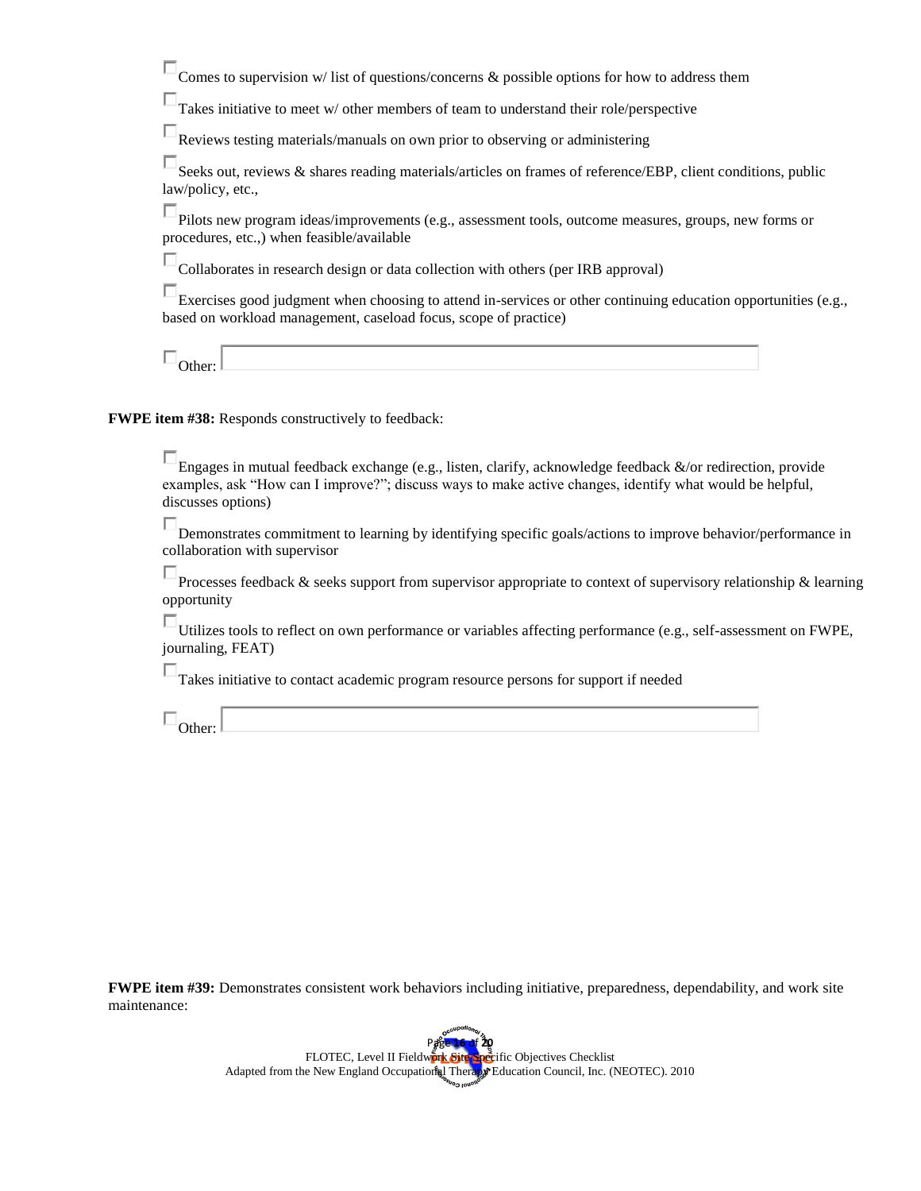- [ ] Comes to supervision w/ list of questions/concerns & possible options for how to address them
- [ ] Takes initiative to meet w/ other members of team to understand their role/perspective
- [ ] Reviews testing materials/manuals on own prior to observing or administering
- [ ] Seeks out, reviews & shares reading materials/articles on frames of reference/EBP, client conditions, public law/policy, etc.,
- [ ] Pilots new program ideas/improvements (e.g., assessment tools, outcome measures, groups, new forms or procedures, etc.,) when feasible/available
- [ ] Collaborates in research design or data collection with others (per IRB approval)
- [ ] Exercises good judgment when choosing to attend in-services or other continuing education opportunities (e.g., based on workload management, caseload focus, scope of practice)
- [ ] Other: ______

**FWPE item #38:** Responds constructively to feedback:

- [ ] Engages in mutual feedback exchange (e.g., listen, clarify, acknowledge feedback &/or redirection, provide examples, ask "How can I improve?"; discuss ways to make active changes, identify what would be helpful, discusses options)
- [ ] Demonstrates commitment to learning by identifying specific goals/actions to improve behavior/performance in collaboration with supervisor
- [ ] Processes feedback & seeks support from supervisor appropriate to context of supervisory relationship & learning opportunity
- [ ] Utilizes tools to reflect on own performance or variables affecting performance (e.g., self-assessment on FWPE, journaling, FEAT)
- [ ] Takes initiative to contact academic program resource persons for support if needed
- [ ] Other: ______

**FWPE item #39:** Demonstrates consistent work behaviors including initiative, preparedness, dependability, and work site maintenance: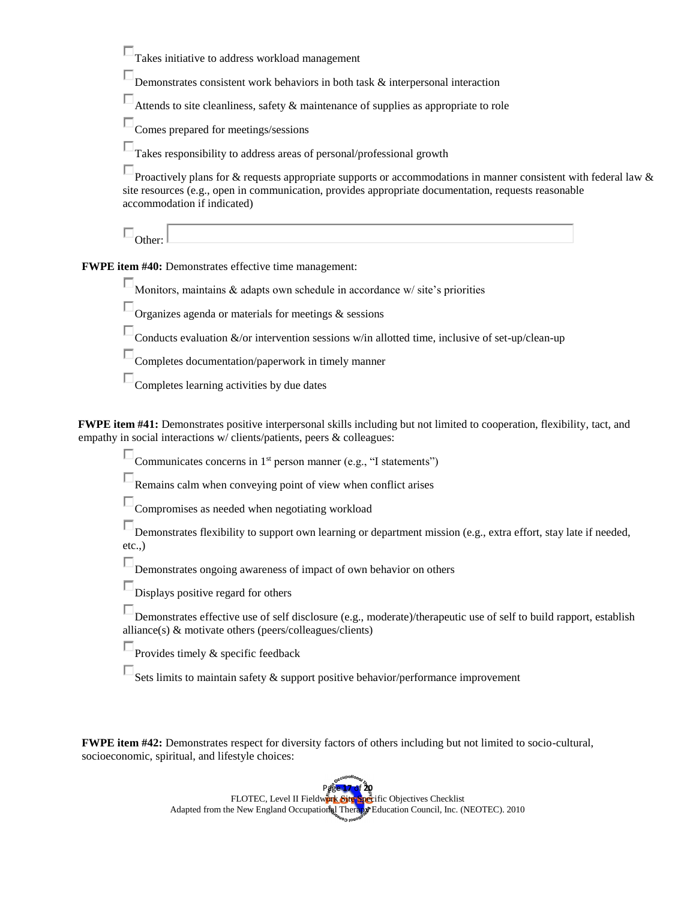- [ ] Takes initiative to address workload management
- [ ] Demonstrates consistent work behaviors in both task & interpersonal interaction
- [ ] Attends to site cleanliness, safety & maintenance of supplies as appropriate to role
- [ ] Comes prepared for meetings/sessions
- [ ] Takes responsibility to address areas of personal/professional growth
- [ ] Proactively plans for & requests appropriate supports or accommodations in manner consistent with federal law & site resources (e.g., open in communication, provides appropriate documentation, requests reasonable accommodation if indicated)
- [ ] Other: ______

**FWPE item #40:** Demonstrates effective time management:

- [ ] Monitors, maintains & adapts own schedule in accordance w/ site's priorities
- [ ] Organizes agenda or materials for meetings & sessions
- [ ] Conducts evaluation &/or intervention sessions w/in allotted time, inclusive of set-up/clean-up
- [ ] Completes documentation/paperwork in timely manner
- [ ] Completes learning activities by due dates

**FWPE item #41:** Demonstrates positive interpersonal skills including but not limited to cooperation, flexibility, tact, and empathy in social interactions w/ clients/patients, peers & colleagues:

- [ ] Communicates concerns in 1st person manner (e.g., "I statements")
- [ ] Remains calm when conveying point of view when conflict arises
- [ ] Compromises as needed when negotiating workload
- [ ] Demonstrates flexibility to support own learning or department mission (e.g., extra effort, stay late if needed, etc.,)
- [ ] Demonstrates ongoing awareness of impact of own behavior on others
- [ ] Displays positive regard for others
- [ ] Demonstrates effective use of self disclosure (e.g., moderate)/therapeutic use of self to build rapport, establish alliance(s) & motivate others (peers/colleagues/clients)
- [ ] Provides timely & specific feedback
- [ ] Sets limits to maintain safety & support positive behavior/performance improvement

**FWPE item #42:** Demonstrates respect for diversity factors of others including but not limited to socio-cultural, socioeconomic, spiritual, and lifestyle choices: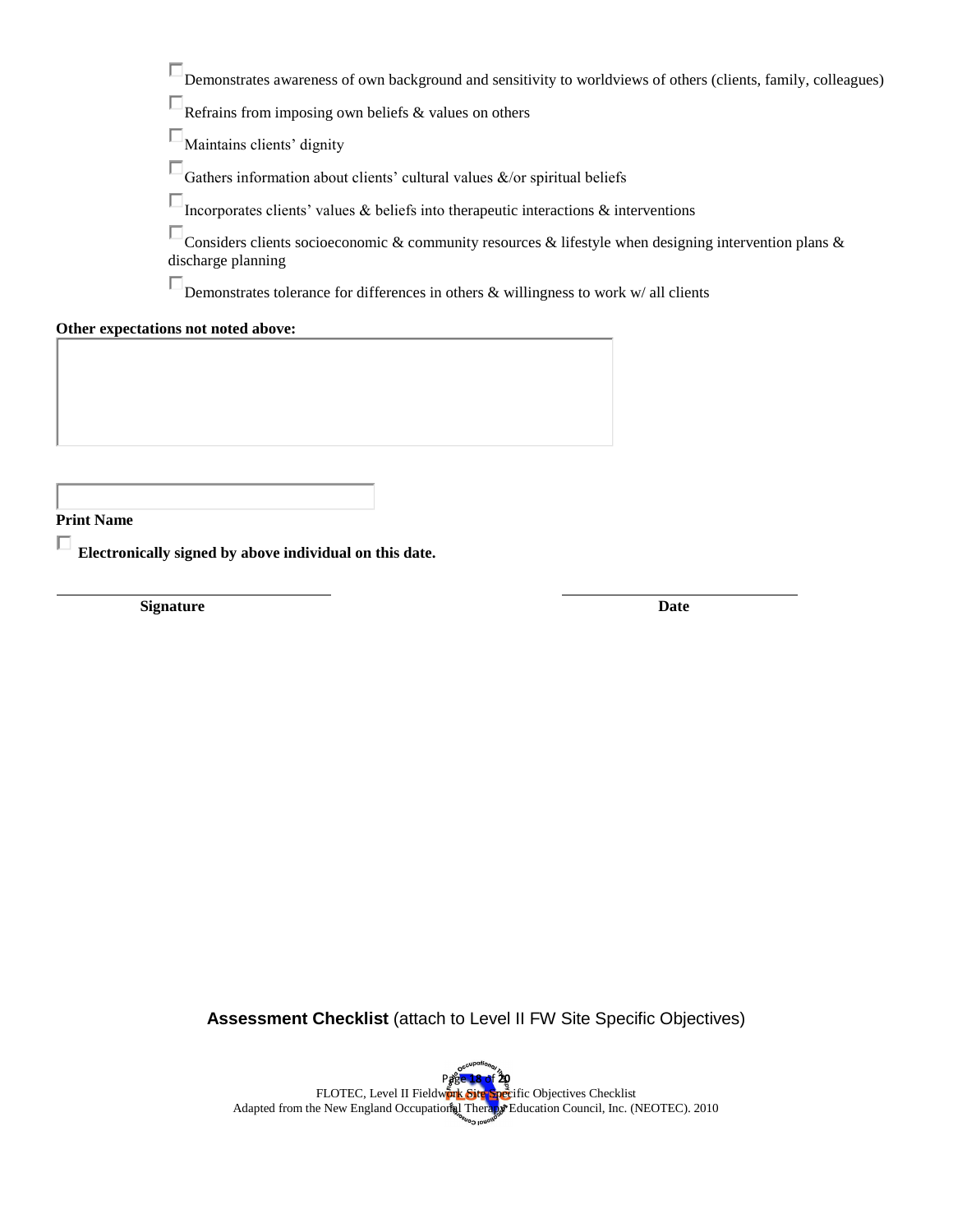- [ ] Demonstrates awareness of own background and sensitivity to worldviews of others (clients, family, colleagues)
- [ ] Refrains from imposing own beliefs & values on others
- [ ] Maintains clients' dignity
- [ ] Gathers information about clients' cultural values &/or spiritual beliefs
- [ ] Incorporates clients' values & beliefs into therapeutic interactions & interventions
- [ ] Considers clients socioeconomic & community resources & lifestyle when designing intervention plans & discharge planning
- [ ] Demonstrates tolerance for differences in others & willingness to work w/ all clients

**Other expectations not noted above:**

**Print Name**

- [ ] **Electronically signed by above individual on this date.**

**Signature** **Date**

**Assessment Checklist** (attach to Level II FW Site Specific Objectives)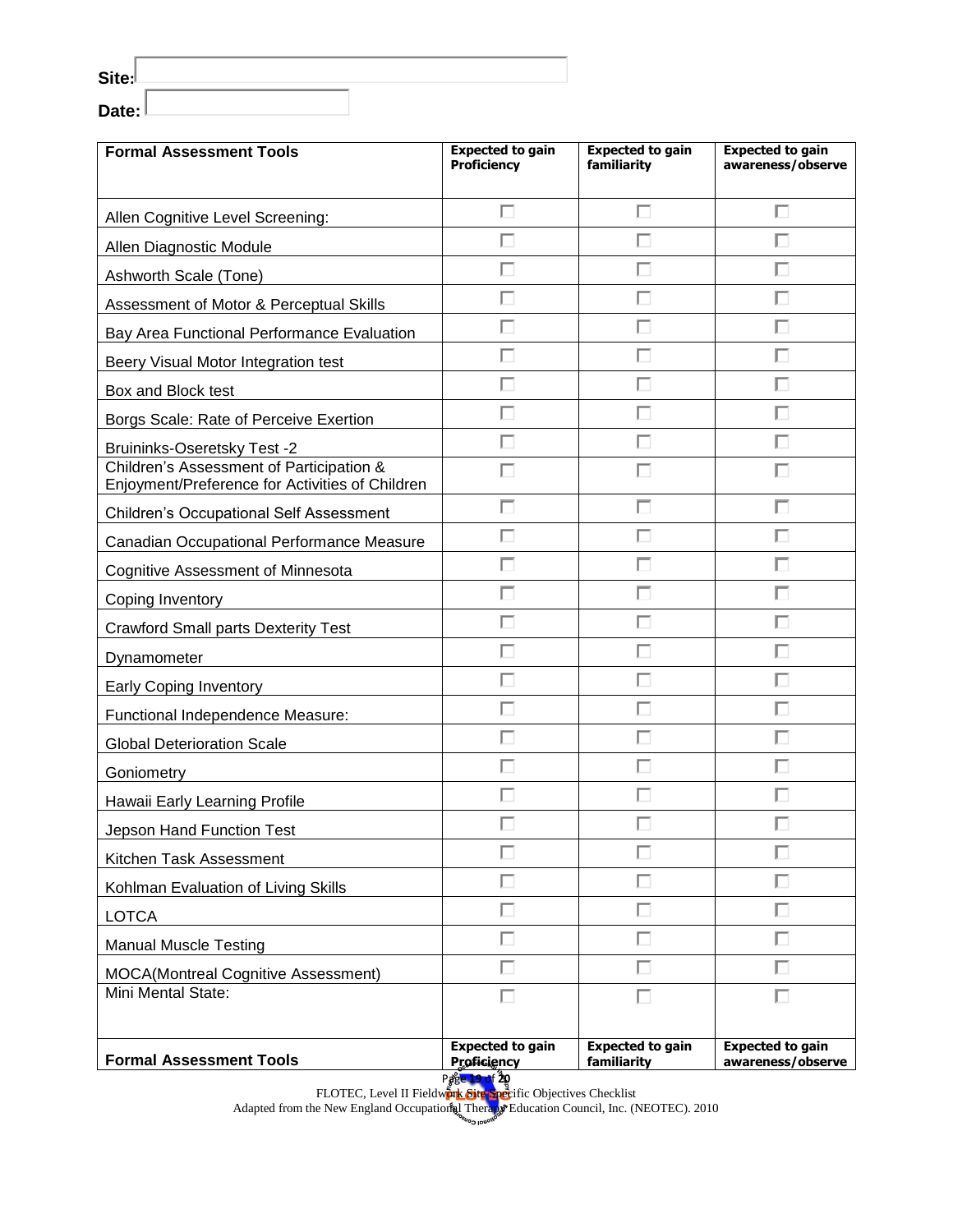**Site:**

**Date:**

| Formal Assessment Tools | Expected to gain Proficiency | Expected to gain familiarity | Expected to gain awareness/observe |
|---|---|---|---|
| Allen Cognitive Level Screening: | ☐ | ☐ | ☐ |
| Allen Diagnostic Module | ☐ | ☐ | ☐ |
| Ashworth Scale (Tone) | ☐ | ☐ | ☐ |
| Assessment of Motor & Perceptual Skills | ☐ | ☐ | ☐ |
| Bay Area Functional Performance Evaluation | ☐ | ☐ | ☐ |
| Beery Visual Motor Integration test | ☐ | ☐ | ☐ |
| Box and Block test | ☐ | ☐ | ☐ |
| Borgs Scale: Rate of Perceive Exertion | ☐ | ☐ | ☐ |
| Bruininks-Oseretsky Test -2 | ☐ | ☐ | ☐ |
| Children's Assessment of Participation & Enjoyment/Preference for Activities of Children | ☐ | ☐ | ☐ |
| Children's Occupational Self Assessment | ☐ | ☐ | ☐ |
| Canadian Occupational Performance Measure | ☐ | ☐ | ☐ |
| Cognitive Assessment of Minnesota | ☐ | ☐ | ☐ |
| Coping Inventory | ☐ | ☐ | ☐ |
| Crawford Small parts Dexterity Test | ☐ | ☐ | ☐ |
| Dynamometer | ☐ | ☐ | ☐ |
| Early Coping Inventory | ☐ | ☐ | ☐ |
| Functional Independence Measure: | ☐ | ☐ | ☐ |
| Global Deterioration Scale | ☐ | ☐ | ☐ |
| Goniometry | ☐ | ☐ | ☐ |
| Hawaii Early Learning Profile | ☐ | ☐ | ☐ |
| Jepson Hand Function Test | ☐ | ☐ | ☐ |
| Kitchen Task Assessment | ☐ | ☐ | ☐ |
| Kohlman Evaluation of Living Skills | ☐ | ☐ | ☐ |
| LOTCA | ☐ | ☐ | ☐ |
| Manual Muscle Testing | ☐ | ☐ | ☐ |
| MOCA(Montreal Cognitive Assessment) | ☐ | ☐ | ☐ |
| Mini Mental State: | ☐ | ☐ | ☐ |
| **Formal Assessment Tools** | **Expected to gain Proficiency** | **Expected to gain familiarity** | **Expected to gain awareness/observe** |

FLOTEC, Level II Fieldwork Site Specific Objectives Checklist
Adapted from the New England Occupational Therapy Education Council, Inc. (NEOTEC). 2010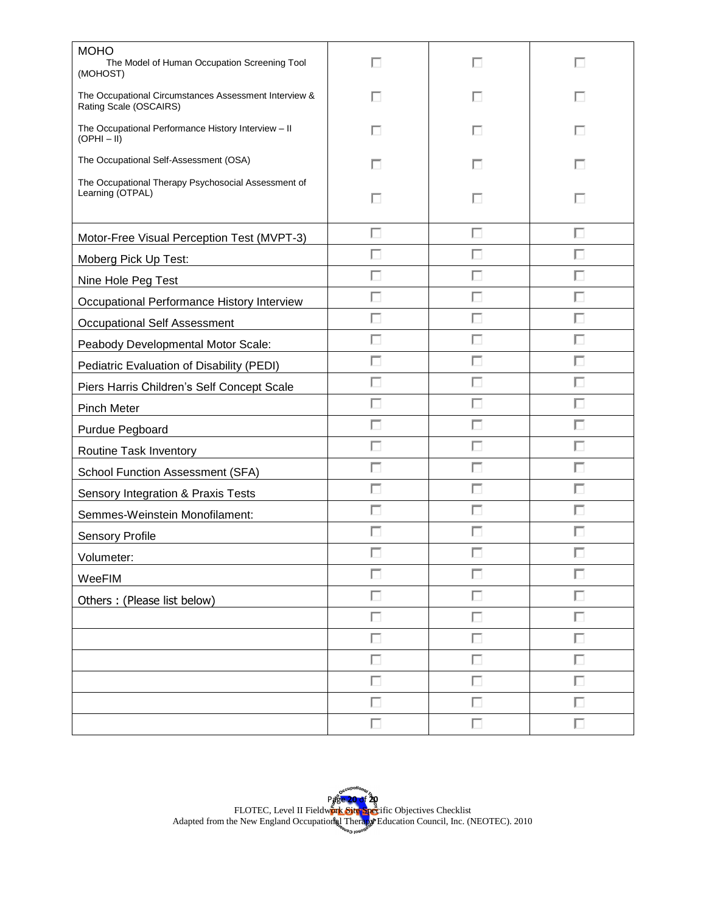| | | | |
|---|---|---|---|
| MOHO<br>The Model of Human Occupation Screening Tool (MOHOST)<br><br>The Occupational Circumstances Assessment Interview & Rating Scale (OSCAIRS)<br><br>The Occupational Performance History Interview – II (OPHI – II)<br><br>The Occupational Self-Assessment (OSA)<br><br>The Occupational Therapy Psychosocial Assessment of Learning (OTPAL) | ☐<br>☐<br>☐<br>☐<br>☐ | ☐<br>☐<br>☐<br>☐<br>☐ | ☐<br>☐<br>☐<br>☐<br>☐ |
| Motor-Free Visual Perception Test (MVPT-3) | ☐ | ☐ | ☐ |
| Moberg Pick Up Test: | ☐ | ☐ | ☐ |
| Nine Hole Peg Test | ☐ | ☐ | ☐ |
| Occupational Performance History Interview | ☐ | ☐ | ☐ |
| Occupational Self Assessment | ☐ | ☐ | ☐ |
| Peabody Developmental Motor Scale: | ☐ | ☐ | ☐ |
| Pediatric Evaluation of Disability (PEDI) | ☐ | ☐ | ☐ |
| Piers Harris Children's Self Concept Scale | ☐ | ☐ | ☐ |
| Pinch Meter | ☐ | ☐ | ☐ |
| Purdue Pegboard | ☐ | ☐ | ☐ |
| Routine Task Inventory | ☐ | ☐ | ☐ |
| School Function Assessment (SFA) | ☐ | ☐ | ☐ |
| Sensory Integration & Praxis Tests | ☐ | ☐ | ☐ |
| Semmes-Weinstein Monofilament: | ☐ | ☐ | ☐ |
| Sensory Profile | ☐ | ☐ | ☐ |
| Volumeter: | ☐ | ☐ | ☐ |
| WeeFIM | ☐ | ☐ | ☐ |
| Others : (Please list below) | ☐ | ☐ | ☐ |
| | ☐ | ☐ | ☐ |
| | ☐ | ☐ | ☐ |
| | ☐ | ☐ | ☐ |
| | ☐ | ☐ | ☐ |
| | ☐ | ☐ | ☐ |
| | ☐ | ☐ | ☐ |